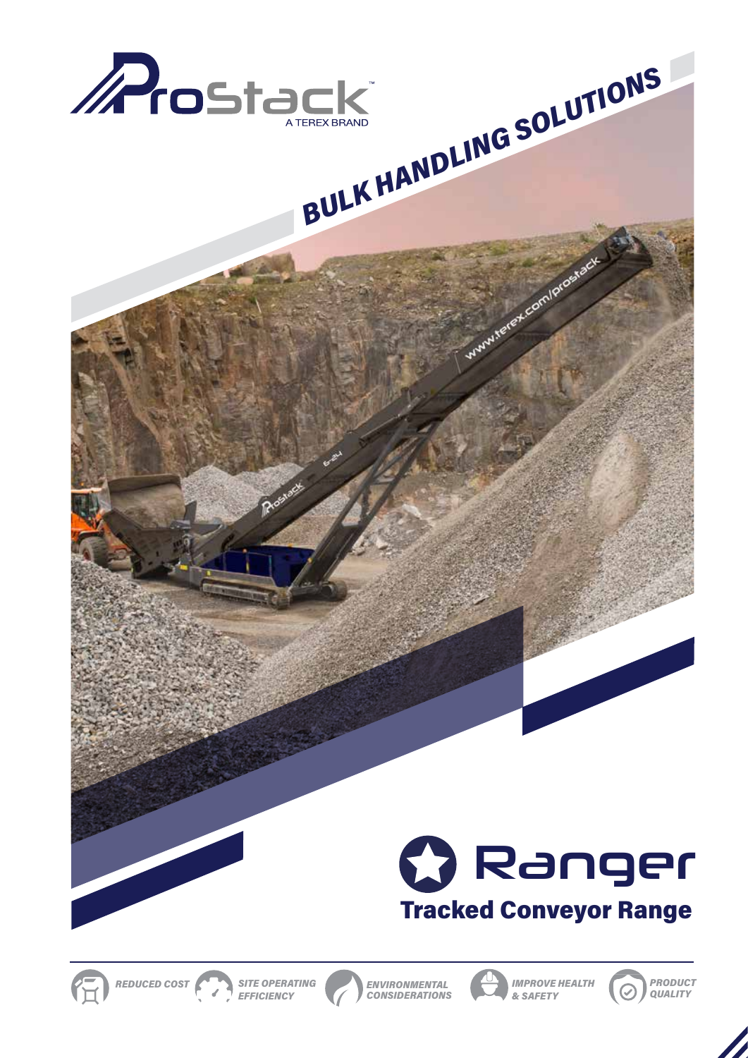ProStack™
A TEREX BRAND

# BULK HANDLING SOLUTIONS

# Ranger

## Tracked Conveyor Range

REDUCED COST | SITE OPERATING EFFICIENCY | ENVIRONMENTAL CONSIDERATIONS | IMPROVE HEALTH & SAFETY | PRODUCT QUALITY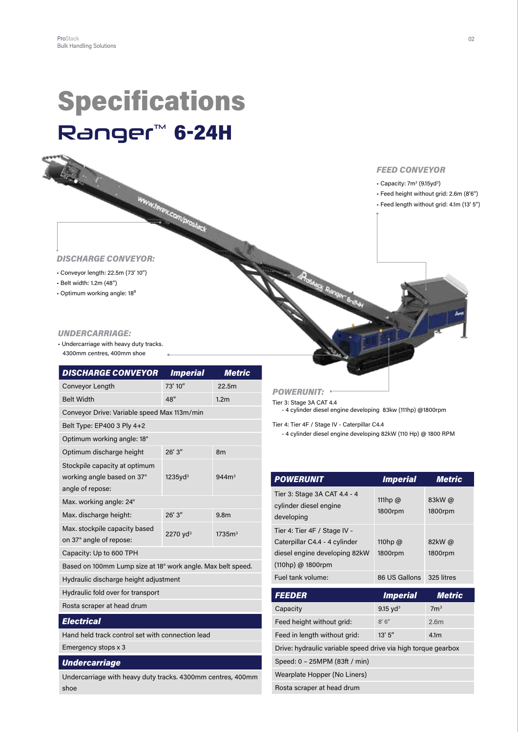# Specifications

## Ranger™ 6-24H

### *FEED CONVEYOR*

- Capacity: 7m³ (9.15yd³)
- Feed height without grid: 2.6m (8'6")
- Feed length without grid: 4.1m (13' 5")

### *DISCHARGE CONVEYOR:*

- Conveyor length: 22.5m (73' 10")
- Belt width: 1.2m (48")
- Optimum working angle: 18º

### *UNDERCARRIAGE:*

- Undercarriage with heavy duty tracks. 4300mm centres, 400mm shoe

### *POWERUNIT:*

Tier 3: Stage 3A CAT 4.4
- 4 cylinder diesel engine developing 83kw (111hp) @1800rpm

Tier 4: Tier 4F / Stage IV - Caterpillar C4.4
- 4 cylinder diesel engine developing 82kW (110 Hp) @ 1800 RPM

| DISCHARGE CONVEYOR | Imperial | Metric |
|---|---|---|
| Conveyor Length | 73' 10" | 22.5m |
| Belt Width | 48" | 1.2m |
| Conveyor Drive: Variable speed Max 113m/min | | |
| Belt Type: EP400 3 Ply 4+2 | | |
| Optimum working angle: 18° | | |
| Optimum discharge height | 26' 3" | 8m |
| Stockpile capacity at optimum working angle based on 37° angle of repose: | 1235yd³ | 944m³ |
| Max. working angle: 24° | | |
| Max. discharge height: | 26' 3" | 9.8m |
| Max. stockpile capacity based on 37° angle of repose: | 2270 yd³ | 1735m³ |
| Capacity: Up to 600 TPH | | |
| Based on 100mm Lump size at 18° work angle. Max belt speed. | | |
| Hydraulic discharge height adjustment | | |
| Hydraulic fold over for transport | | |
| Rosta scraper at head drum | | |

| Electrical |
|---|
| Hand held track control set with connection lead |
| Emergency stops x 3 |

| Undercarriage |
|---|
| Undercarriage with heavy duty tracks. 4300mm centres, 400mm shoe |

| POWERUNIT | Imperial | Metric |
|---|---|---|
| Tier 3: Stage 3A CAT 4.4 - 4 cylinder diesel engine developing | 111hp @ 1800rpm | 83kW @ 1800rpm |
| Tier 4: Tier 4F / Stage IV - Caterpillar C4.4 - 4 cylinder diesel engine developing 82kW (110hp) @ 1800rpm | 110hp @ 1800rpm | 82kW @ 1800rpm |
| Fuel tank volume: | 86 US Gallons | 325 litres |

| FEEDER | Imperial | Metric |
|---|---|---|
| Capacity | 9.15 yd³ | 7m³ |
| Feed height without grid: | 8' 6" | 2.6m |
| Feed in length without grid: | 13' 5" | 4.1m |
| Drive: hydraulic variable speed drive via high torque gearbox | | |
| Speed: 0 – 25MPM (83ft / min) | | |
| Wearplate Hopper (No Liners) | | |
| Rosta scraper at head drum | | |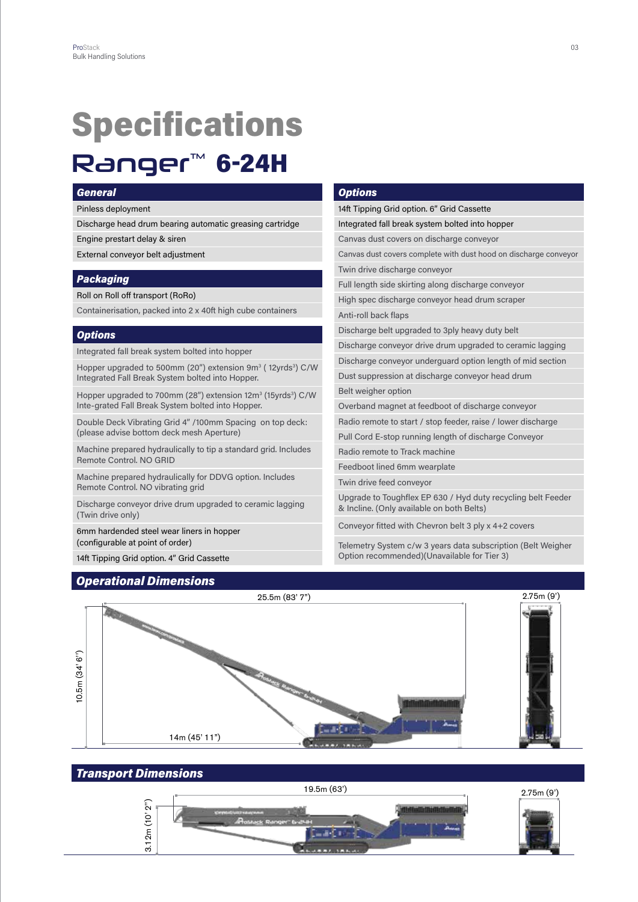# Specifications

## Ranger™ 6-24H

### General

- Pinless deployment
- Discharge head drum bearing automatic greasing cartridge
- Engine prestart delay & siren
- External conveyor belt adjustment

### Packaging

- Roll on Roll off transport (RoRo)
- Containerisation, packed into 2 x 40ft high cube containers

### Options

- Integrated fall break system bolted into hopper
- Hopper upgraded to 500mm (20") extension 9m³ ( 12yrds³) C/W Integrated Fall Break System bolted into Hopper.
- Hopper upgraded to 700mm (28") extension 12m³ (15yrds³) C/W Inte-grated Fall Break System bolted into Hopper.
- Double Deck Vibrating Grid 4" /100mm Spacing on top deck: (please advise bottom deck mesh Aperture)
- Machine prepared hydraulically to tip a standard grid. Includes Remote Control. NO GRID
- Machine prepared hydraulically for DDVG option. Includes Remote Control. NO vibrating grid
- Discharge conveyor drive drum upgraded to ceramic lagging (Twin drive only)
- 6mm hardended steel wear liners in hopper (configurable at point of order)
- 14ft Tipping Grid option. 4" Grid Cassette

### Options

- 14ft Tipping Grid option. 6" Grid Cassette
- Integrated fall break system bolted into hopper
- Canvas dust covers on discharge conveyor
- Canvas dust covers complete with dust hood on discharge conveyor
- Twin drive discharge conveyor
- Full length side skirting along discharge conveyor
- High spec discharge conveyor head drum scraper
- Anti-roll back flaps
- Discharge belt upgraded to 3ply heavy duty belt
- Discharge conveyor drive drum upgraded to ceramic lagging
- Discharge conveyor underguard option length of mid section
- Dust suppression at discharge conveyor head drum
- Belt weigher option
- Overband magnet at feedboot of discharge conveyor
- Radio remote to start / stop feeder, raise / lower discharge
- Pull Cord E-stop running length of discharge Conveyor
- Radio remote to Track machine
- Feedboot lined 6mm wearplate
- Twin drive feed conveyor
- Upgrade to Toughflex EP 630 / Hyd duty recycling belt Feeder & Incline. (Only available on both Belts)
- Conveyor fitted with Chevron belt 3 ply x 4+2 covers
- Telemetry System c/w 3 years data subscription (Belt Weigher Option recommended)(Unavailable for Tier 3)

### Operational Dimensions

- Length: 25.5m (83' 7")
- Height: 10.5m (34' 6")
- Base length: 14m (45' 11")
- Width: 2.75m (9')

### Transport Dimensions

- Length: 19.5m (63')
- Height: 3.12m (10' 2")
- Width: 2.75m (9')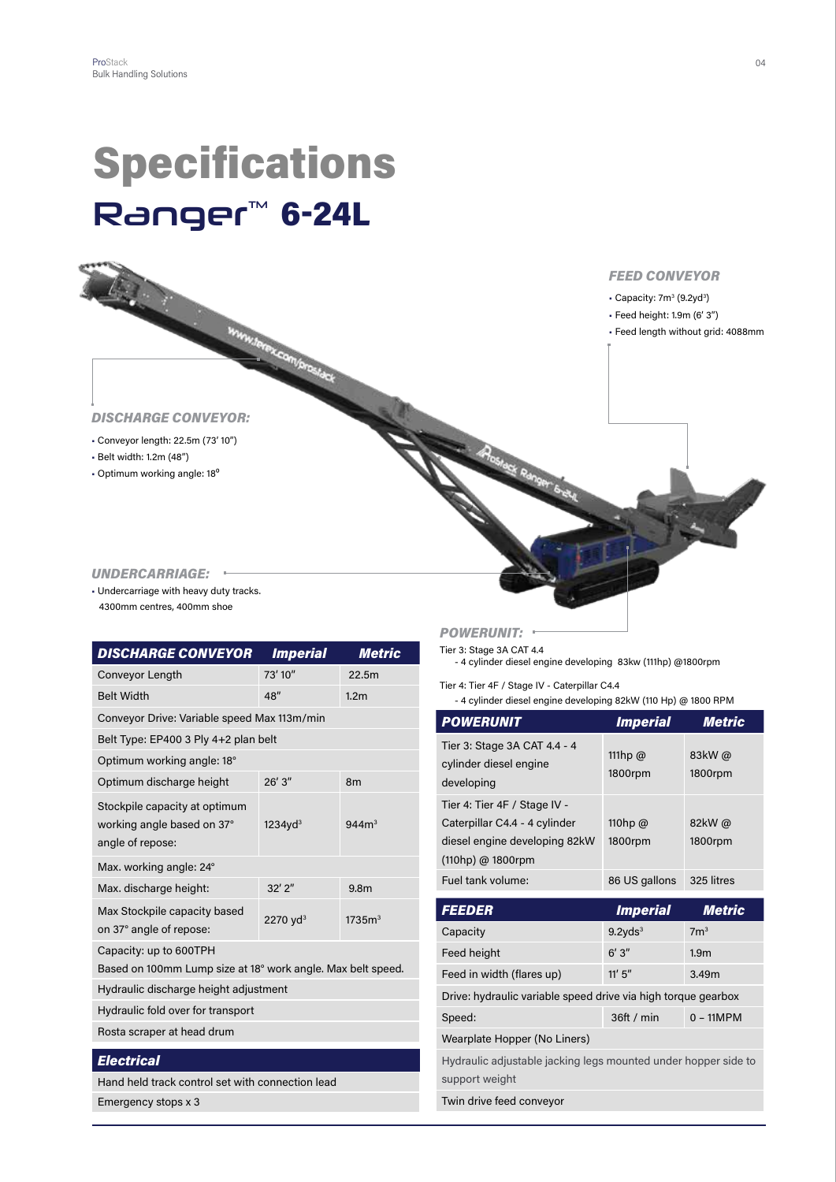# Specifications

## Ranger™ 6-24L

### FEED CONVEYOR

- Capacity: 7m³ (9.2yd³)
- Feed height: 1.9m (6' 3")
- Feed length without grid: 4088mm

### DISCHARGE CONVEYOR:

- Conveyor length: 22.5m (73' 10")
- Belt width: 1.2m (48")
- Optimum working angle: 18°

### UNDERCARRIAGE:

- Undercarriage with heavy duty tracks. 4300mm centres, 400mm shoe

### POWERUNIT:

Tier 3: Stage 3A CAT 4.4
- 4 cylinder diesel engine developing 83kw (111hp) @1800rpm

Tier 4: Tier 4F / Stage IV - Caterpillar C4.4
- 4 cylinder diesel engine developing 82kW (110 Hp) @ 1800 RPM

| DISCHARGE CONVEYOR | Imperial | Metric |
|---|---|---|
| Conveyor Length | 73' 10" | 22.5m |
| Belt Width | 48" | 1.2m |
| Conveyor Drive: Variable speed Max 113m/min | | |
| Belt Type: EP400 3 Ply 4+2 plan belt | | |
| Optimum working angle: 18° | | |
| Optimum discharge height | 26' 3" | 8m |
| Stockpile capacity at optimum working angle based on 37° angle of repose: | 1234yd³ | 944m³ |
| Max. working angle: 24° | | |
| Max. discharge height: | 32' 2" | 9.8m |
| Max Stockpile capacity based on 37° angle of repose: | 2270 yd³ | 1735m³ |
| Capacity: up to 600TPH Based on 100mm Lump size at 18° work angle. Max belt speed. | | |
| Hydraulic discharge height adjustment | | |
| Hydraulic fold over for transport | | |
| Rosta scraper at head drum | | |

| Electrical |
|---|
| Hand held track control set with connection lead |
| Emergency stops x 3 |

| POWERUNIT | Imperial | Metric |
|---|---|---|
| Tier 3: Stage 3A CAT 4.4 - 4 cylinder diesel engine developing | 111hp @ 1800rpm | 83kW @ 1800rpm |
| Tier 4: Tier 4F / Stage IV - Caterpillar C4.4 - 4 cylinder diesel engine developing 82kW (110hp) @ 1800rpm | 110hp @ 1800rpm | 82kW @ 1800rpm |
| Fuel tank volume: | 86 US gallons | 325 litres |

| FEEDER | Imperial | Metric |
|---|---|---|
| Capacity | 9.2yds³ | 7m³ |
| Feed height | 6' 3" | 1.9m |
| Feed in width (flares up) | 11' 5" | 3.49m |
| Drive: hydraulic variable speed drive via high torque gearbox | | |
| Speed: | 36ft / min | 0 – 11MPM |
| Wearplate Hopper (No Liners) | | |
| Hydraulic adjustable jacking legs mounted under hopper side to support weight | | |
| Twin drive feed conveyor | | |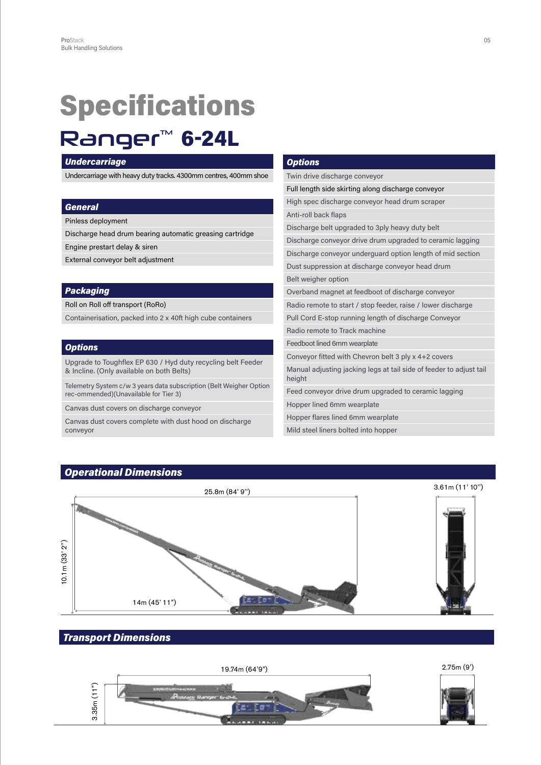# Specifications

## Ranger™ 6-24L

### Undercarriage

Undercarriage with heavy duty tracks. 4300mm centres, 400mm shoe

### General

Pinless deployment

Discharge head drum bearing automatic greasing cartridge

Engine prestart delay & siren

External conveyor belt adjustment

### Packaging

Roll on Roll off transport (RoRo)

Containerisation, packed into 2 x 40ft high cube containers

### Options

Upgrade to Toughflex EP 630 / Hyd duty recycling belt Feeder & Incline. (Only available on both Belts)

Telemetry System c/w 3 years data subscription (Belt Weigher Option rec-ommended)(Unavailable for Tier 3)

Canvas dust covers on discharge conveyor

Canvas dust covers complete with dust hood on discharge conveyor

### Options

Twin drive discharge conveyor

Full length side skirting along discharge conveyor

High spec discharge conveyor head drum scraper

Anti-roll back flaps

Discharge belt upgraded to 3ply heavy duty belt

Discharge conveyor drive drum upgraded to ceramic lagging

Discharge conveyor underguard option length of mid section

Dust suppression at discharge conveyor head drum

Belt weigher option

Overband magnet at feedboot of discharge conveyor

Radio remote to start / stop feeder, raise / lower discharge

Pull Cord E-stop running length of discharge Conveyor

Radio remote to Track machine

Feedboot lined 6mm wearplate

Conveyor fitted with Chevron belt 3 ply x 4+2 covers

Manual adjusting jacking legs at tail side of feeder to adjust tail height

Feed conveyor drive drum upgraded to ceramic lagging

Hopper lined 6mm wearplate

Hopper flares lined 6mm wearplate

Mild steel liners bolted into hopper

### Operational Dimensions

25.8m (84' 9")

3.61m (11' 10")

10.1m (33' 2")

14m (45' 11")

### Transport Dimensions

19.74m (64'9")

2.75m (9')

3.35m (11")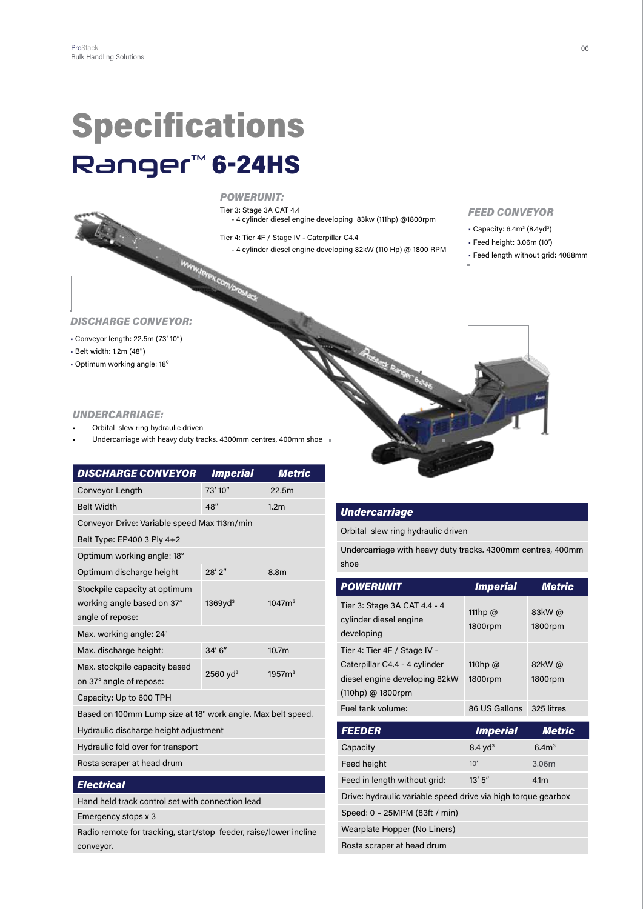# Specifications

## Ranger™ 6-24HS

### *POWERUNIT:*

Tier 3: Stage 3A CAT 4.4
- 4 cylinder diesel engine developing 83kw (111hp) @1800rpm

Tier 4: Tier 4F / Stage IV - Caterpillar C4.4
- 4 cylinder diesel engine developing 82kW (110 Hp) @ 1800 RPM

### *FEED CONVEYOR*

- Capacity: 6.4m³ (8.4yd³)
- Feed height: 3.06m (10')
- Feed length without grid: 4088mm

### *DISCHARGE CONVEYOR:*

- Conveyor length: 22.5m (73' 10")
- Belt width: 1.2m (48")
- Optimum working angle: 18°

### *UNDERCARRIAGE:*

- Orbital slew ring hydraulic driven
- Undercarriage with heavy duty tracks. 4300mm centres, 400mm shoe

| *DISCHARGE CONVEYOR* | *Imperial* | *Metric* |
|---|---|---|
| Conveyor Length | 73' 10" | 22.5m |
| Belt Width | 48" | 1.2m |
| Conveyor Drive: Variable speed Max 113m/min | | |
| Belt Type: EP400 3 Ply 4+2 | | |
| Optimum working angle: 18° | | |
| Optimum discharge height | 28' 2" | 8.8m |
| Stockpile capacity at optimum working angle based on 37° angle of repose: | 1369yd³ | 1047m³ |
| Max. working angle: 24° | | |
| Max. discharge height: | 34' 6" | 10.7m |
| Max. stockpile capacity based on 37° angle of repose: | 2560 yd³ | 1957m³ |
| Capacity: Up to 600 TPH | | |
| Based on 100mm Lump size at 18° work angle. Max belt speed. | | |
| Hydraulic discharge height adjustment | | |
| Hydraulic fold over for transport | | |
| Rosta scraper at head drum | | |

| *Electrical* |
|---|
| Hand held track control set with connection lead |
| Emergency stops x 3 |
| Radio remote for tracking, start/stop feeder, raise/lower incline conveyor. |

| *Undercarriage* |
|---|
| Orbital slew ring hydraulic driven |
| Undercarriage with heavy duty tracks. 4300mm centres, 400mm shoe |

| *POWERUNIT* | *Imperial* | *Metric* |
|---|---|---|
| Tier 3: Stage 3A CAT 4.4 - 4 cylinder diesel engine developing | 111hp @ 1800rpm | 83kW @ 1800rpm |
| Tier 4: Tier 4F / Stage IV - Caterpillar C4.4 - 4 cylinder diesel engine developing 82kW (110hp) @ 1800rpm | 110hp @ 1800rpm | 82kW @ 1800rpm |
| Fuel tank volume: | 86 US Gallons | 325 litres |

| *FEEDER* | *Imperial* | *Metric* |
|---|---|---|
| Capacity | 8.4 yd³ | 6.4m³ |
| Feed height | 10' | 3.06m |
| Feed in length without grid: | 13' 5" | 4.1m |
| Drive: hydraulic variable speed drive via high torque gearbox | | |
| Speed: 0 – 25MPM (83ft / min) | | |
| Wearplate Hopper (No Liners) | | |
| Rosta scraper at head drum | | |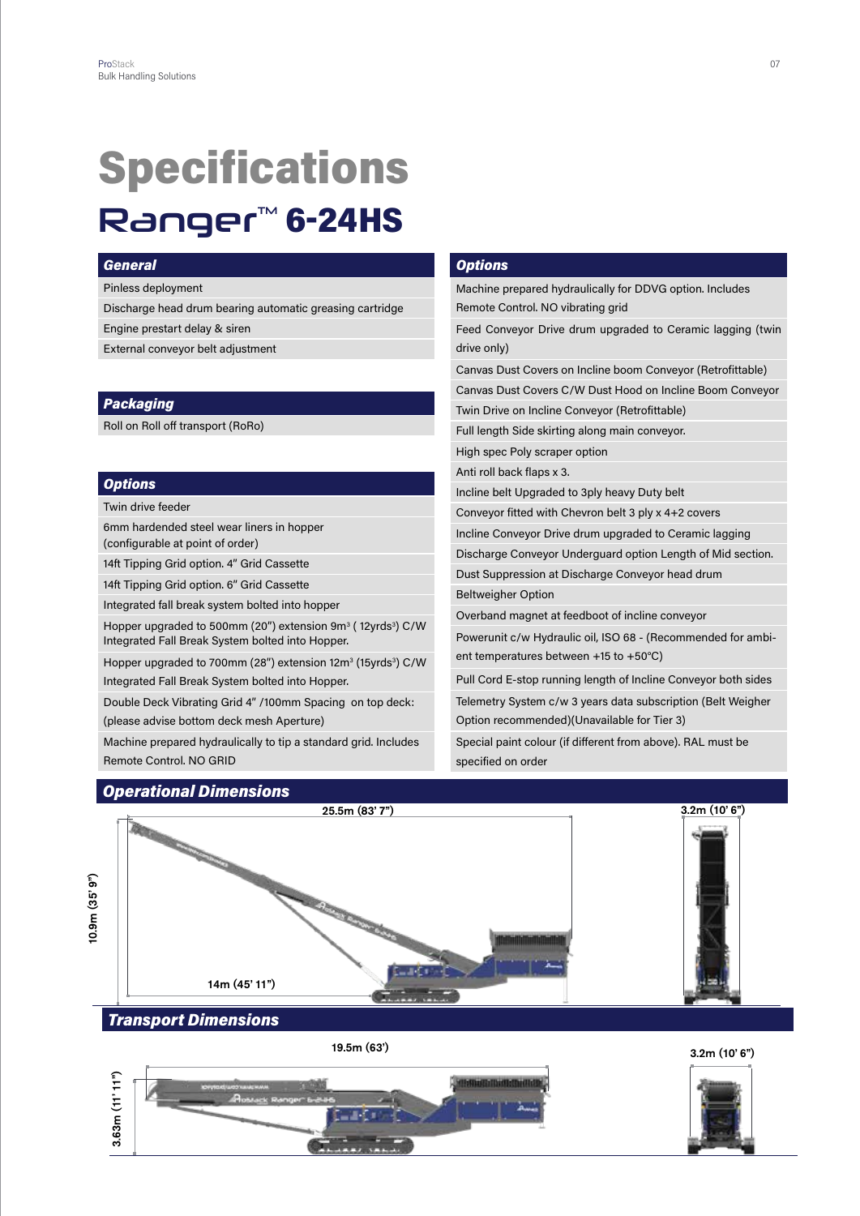# Specifications

## Ranger™ 6-24HS

### General

- Pinless deployment
- Discharge head drum bearing automatic greasing cartridge
- Engine prestart delay & siren
- External conveyor belt adjustment

### Packaging

- Roll on Roll off transport (RoRo)

### Options

- Twin drive feeder
- 6mm hardended steel wear liners in hopper (configurable at point of order)
- 14ft Tipping Grid option. 4" Grid Cassette
- 14ft Tipping Grid option. 6" Grid Cassette
- Integrated fall break system bolted into hopper
- Hopper upgraded to 500mm (20") extension 9m³ ( 12yrds³) C/W Integrated Fall Break System bolted into Hopper.
- Hopper upgraded to 700mm (28") extension 12m³ (15yrds³) C/W Integrated Fall Break System bolted into Hopper.
- Double Deck Vibrating Grid 4" /100mm Spacing on top deck: (please advise bottom deck mesh Aperture)
- Machine prepared hydraulically to tip a standard grid. Includes Remote Control. NO GRID

### Options

- Machine prepared hydraulically for DDVG option. Includes Remote Control. NO vibrating grid
- Feed Conveyor Drive drum upgraded to Ceramic lagging (twin drive only)
- Canvas Dust Covers on Incline boom Conveyor (Retrofittable)
- Canvas Dust Covers C/W Dust Hood on Incline Boom Conveyor
- Twin Drive on Incline Conveyor (Retrofittable)
- Full length Side skirting along main conveyor.
- High spec Poly scraper option
- Anti roll back flaps x 3.
- Incline belt Upgraded to 3ply heavy Duty belt
- Conveyor fitted with Chevron belt 3 ply x 4+2 covers
- Incline Conveyor Drive drum upgraded to Ceramic lagging
- Discharge Conveyor Underguard option Length of Mid section.
- Dust Suppression at Discharge Conveyor head drum
- Beltweigher Option
- Overband magnet at feedboot of incline conveyor
- Powerunit c/w Hydraulic oil, ISO 68 - (Recommended for ambient temperatures between +15 to +50°C)
- Pull Cord E-stop running length of Incline Conveyor both sides
- Telemetry System c/w 3 years data subscription (Belt Weigher Option recommended)(Unavailable for Tier 3)
- Special paint colour (if different from above). RAL must be specified on order

### Operational Dimensions

25.5m (83' 7")

3.2m (10' 6")

10.9m (35' 9")

14m (45' 11")

### Transport Dimensions

19.5m (63')

3.2m (10' 6")

3.63m (11' 11")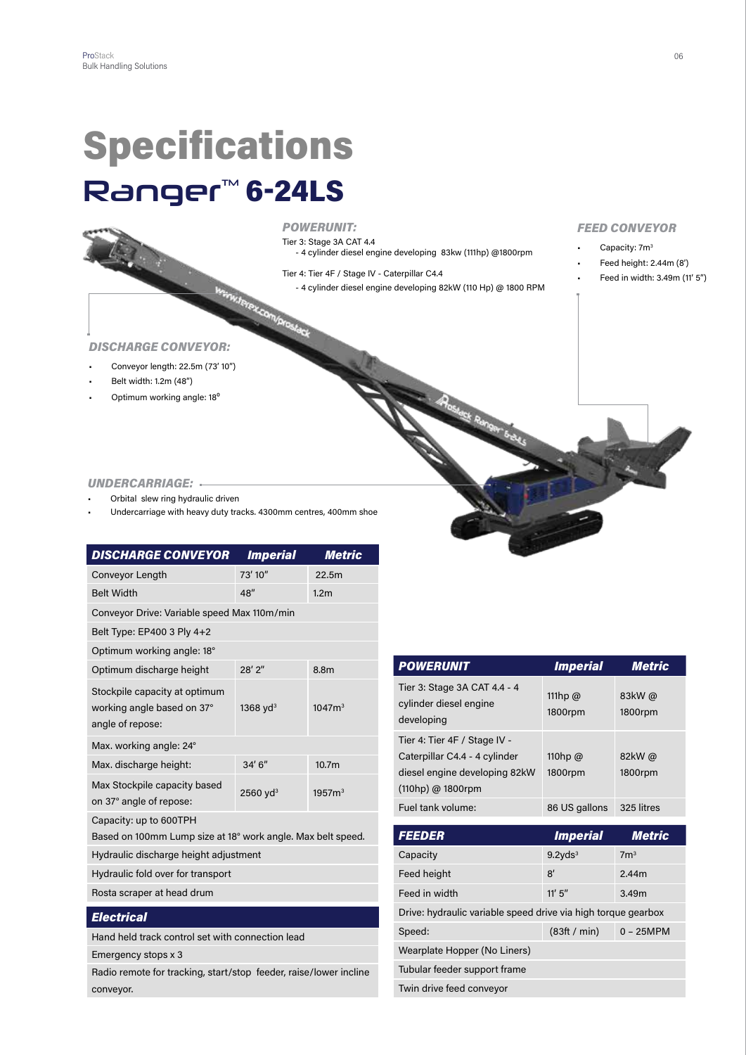# Specifications

## Ranger™ 6-24LS

### *POWERUNIT:*

Tier 3: Stage 3A CAT 4.4
- 4 cylinder diesel engine developing 83kw (111hp) @1800rpm

Tier 4: Tier 4F / Stage IV - Caterpillar C4.4
- 4 cylinder diesel engine developing 82kW (110 Hp) @ 1800 RPM

### *FEED CONVEYOR*

- Capacity: 7m³
- Feed height: 2.44m (8')
- Feed in width: 3.49m (11' 5")

### *DISCHARGE CONVEYOR:*

- Conveyor length: 22.5m (73' 10")
- Belt width: 1.2m (48")
- Optimum working angle: 18º

### *UNDERCARRIAGE:*

- Orbital slew ring hydraulic driven
- Undercarriage with heavy duty tracks. 4300mm centres, 400mm shoe

| *DISCHARGE CONVEYOR* | *Imperial* | *Metric* |
|---|---|---|
| Conveyor Length | 73' 10" | 22.5m |
| Belt Width | 48" | 1.2m |
| Conveyor Drive: Variable speed Max 110m/min | | |
| Belt Type: EP400 3 Ply 4+2 | | |
| Optimum working angle: 18° | | |
| Optimum discharge height | 28' 2" | 8.8m |
| Stockpile capacity at optimum working angle based on 37° angle of repose: | 1368 yd³ | 1047m³ |
| Max. working angle: 24° | | |
| Max. discharge height: | 34' 6" | 10.7m |
| Max Stockpile capacity based on 37° angle of repose: | 2560 yd³ | 1957m³ |
| Capacity: up to 600TPH<br>Based on 100mm Lump size at 18° work angle. Max belt speed. | | |
| Hydraulic discharge height adjustment | | |
| Hydraulic fold over for transport | | |
| Rosta scraper at head drum | | |

| *Electrical* |
|---|
| Hand held track control set with connection lead |
| Emergency stops x 3 |
| Radio remote for tracking, start/stop feeder, raise/lower incline conveyor. |

| *POWERUNIT* | *Imperial* | *Metric* |
|---|---|---|
| Tier 3: Stage 3A CAT 4.4 - 4 cylinder diesel engine developing | 111hp @ 1800rpm | 83kW @ 1800rpm |
| Tier 4: Tier 4F / Stage IV - Caterpillar C4.4 - 4 cylinder diesel engine developing 82kW (110hp) @ 1800rpm | 110hp @ 1800rpm | 82kW @ 1800rpm |
| Fuel tank volume: | 86 US gallons | 325 litres |

| *FEEDER* | *Imperial* | *Metric* |
|---|---|---|
| Capacity | 9.2yds³ | 7m³ |
| Feed height | 8' | 2.44m |
| Feed in width | 11' 5" | 3.49m |
| Drive: hydraulic variable speed drive via high torque gearbox | | |
| Speed: | (83ft / min) | 0 – 25MPM |
| Wearplate Hopper (No Liners) | | |
| Tubular feeder support frame | | |
| Twin drive feed conveyor | | |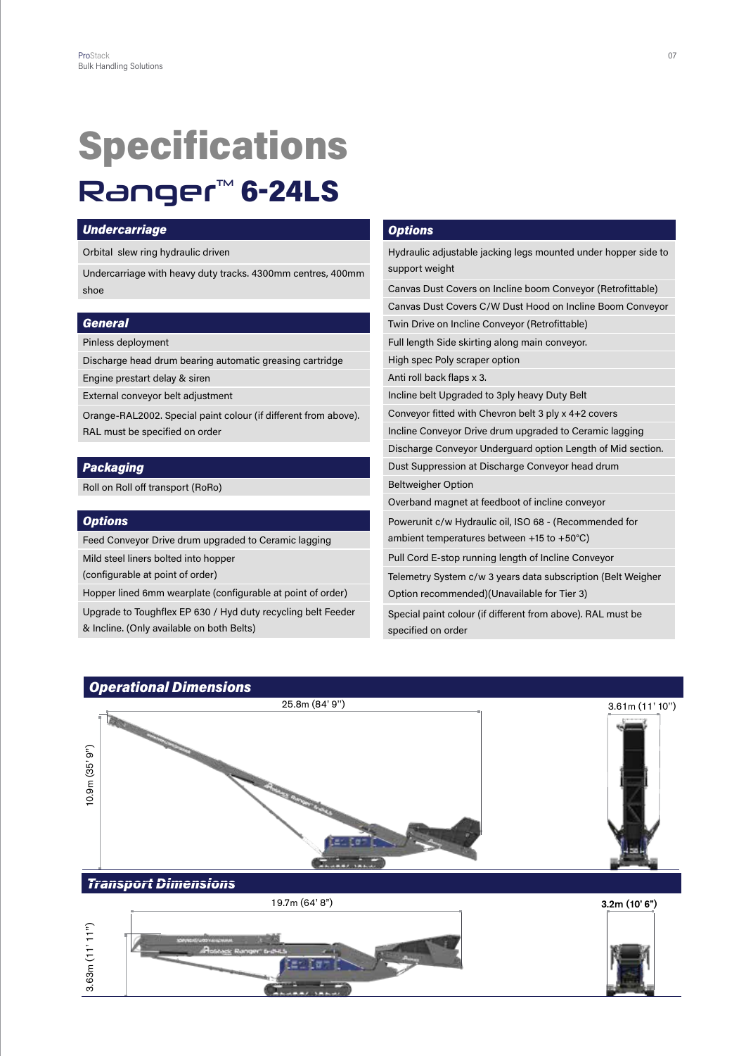# Specifications

## Ranger™ 6-24LS

### Undercarriage

- Orbital slew ring hydraulic driven
- Undercarriage with heavy duty tracks. 4300mm centres, 400mm shoe

### General

- Pinless deployment
- Discharge head drum bearing automatic greasing cartridge
- Engine prestart delay & siren
- External conveyor belt adjustment
- Orange-RAL2002. Special paint colour (if different from above). RAL must be specified on order

### Packaging

- Roll on Roll off transport (RoRo)

### Options

- Feed Conveyor Drive drum upgraded to Ceramic lagging
- Mild steel liners bolted into hopper (configurable at point of order)
- Hopper lined 6mm wearplate (configurable at point of order)
- Upgrade to Toughflex EP 630 / Hyd duty recycling belt Feeder & Incline. (Only available on both Belts)

### Options

- Hydraulic adjustable jacking legs mounted under hopper side to support weight
- Canvas Dust Covers on Incline boom Conveyor (Retrofittable)
- Canvas Dust Covers C/W Dust Hood on Incline Boom Conveyor
- Twin Drive on Incline Conveyor (Retrofittable)
- Full length Side skirting along main conveyor.
- High spec Poly scraper option
- Anti roll back flaps x 3.
- Incline belt Upgraded to 3ply heavy Duty Belt
- Conveyor fitted with Chevron belt 3 ply x 4+2 covers
- Incline Conveyor Drive drum upgraded to Ceramic lagging
- Discharge Conveyor Underguard option Length of Mid section.
- Dust Suppression at Discharge Conveyor head drum
- Beltweigher Option
- Overband magnet at feedboot of incline conveyor
- Powerunit c/w Hydraulic oil, ISO 68 - (Recommended for ambient temperatures between +15 to +50°C)
- Pull Cord E-stop running length of Incline Conveyor
- Telemetry System c/w 3 years data subscription (Belt Weigher Option recommended)(Unavailable for Tier 3)
- Special paint colour (if different from above). RAL must be specified on order

### Operational Dimensions

25.8m (84' 9")

10.9m (35' 9")

3.61m (11' 10")

### Transport Dimensions

19.7m (64' 8")

3.63m (11' 11")

3.2m (10' 6")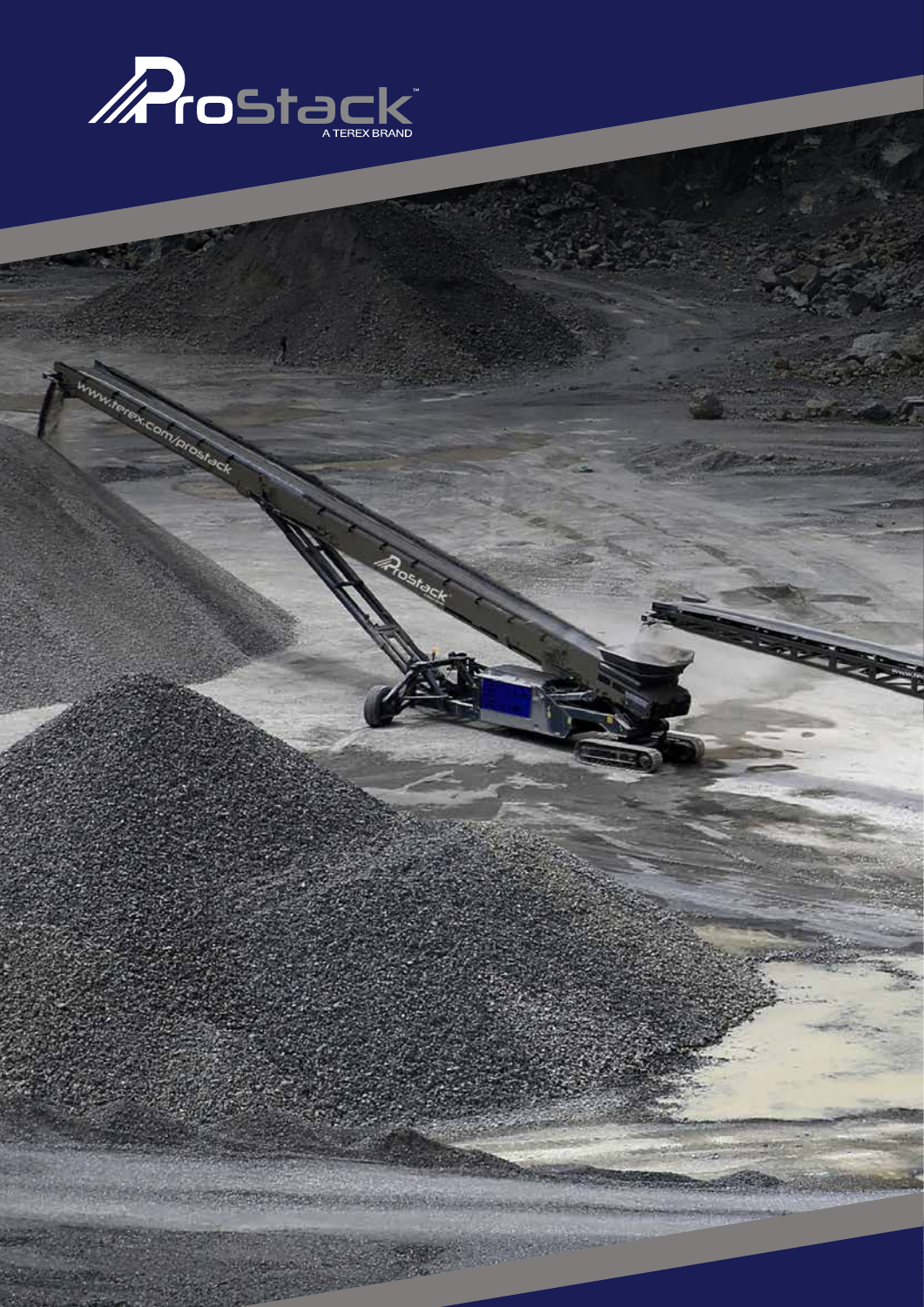ProStack™

A TEREX BRAND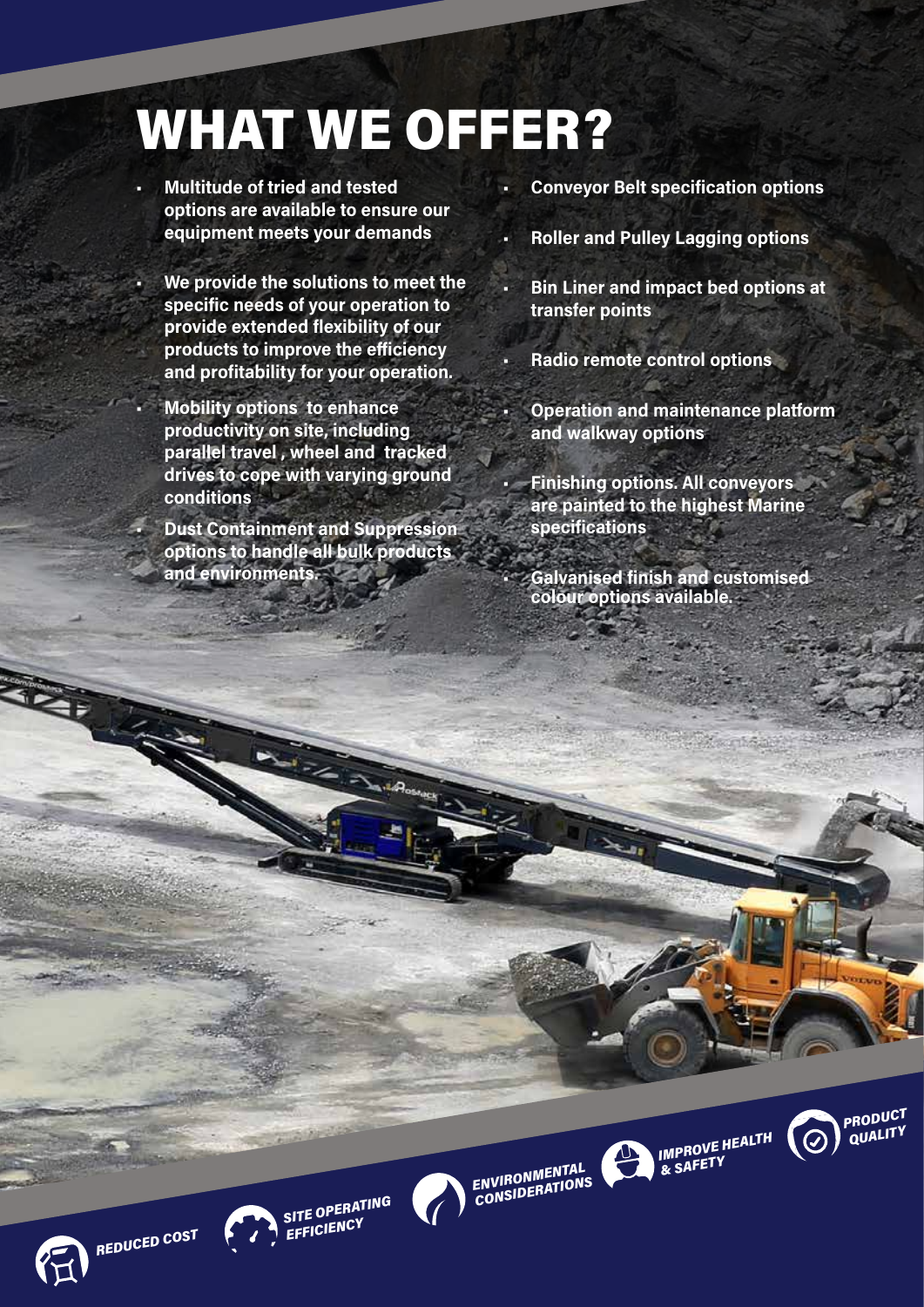# WHAT WE OFFER?

- **Multitude of tried and tested options are available to ensure our equipment meets your demands**
- **We provide the solutions to meet the specific needs of your operation to provide extended flexibility of our products to improve the efficiency and profitability for your operation.**
- **Mobility options to enhance productivity on site, including parallel travel , wheel and tracked drives to cope with varying ground conditions**
- **Dust Containment and Suppression options to handle all bulk products and environments.**
- **Conveyor Belt specification options**
- **Roller and Pulley Lagging options**
- **Bin Liner and impact bed options at transfer points**
- **Radio remote control options**
- **Operation and maintenance platform and walkway options**
- **Finishing options. All conveyors are painted to the highest Marine specifications**
- **Galvanised finish and customised colour options available.**

*REDUCED COST*

*SITE OPERATING EFFICIENCY*

*ENVIRONMENTAL CONSIDERATIONS*

*IMPROVE HEALTH & SAFETY*

*PRODUCT QUALITY*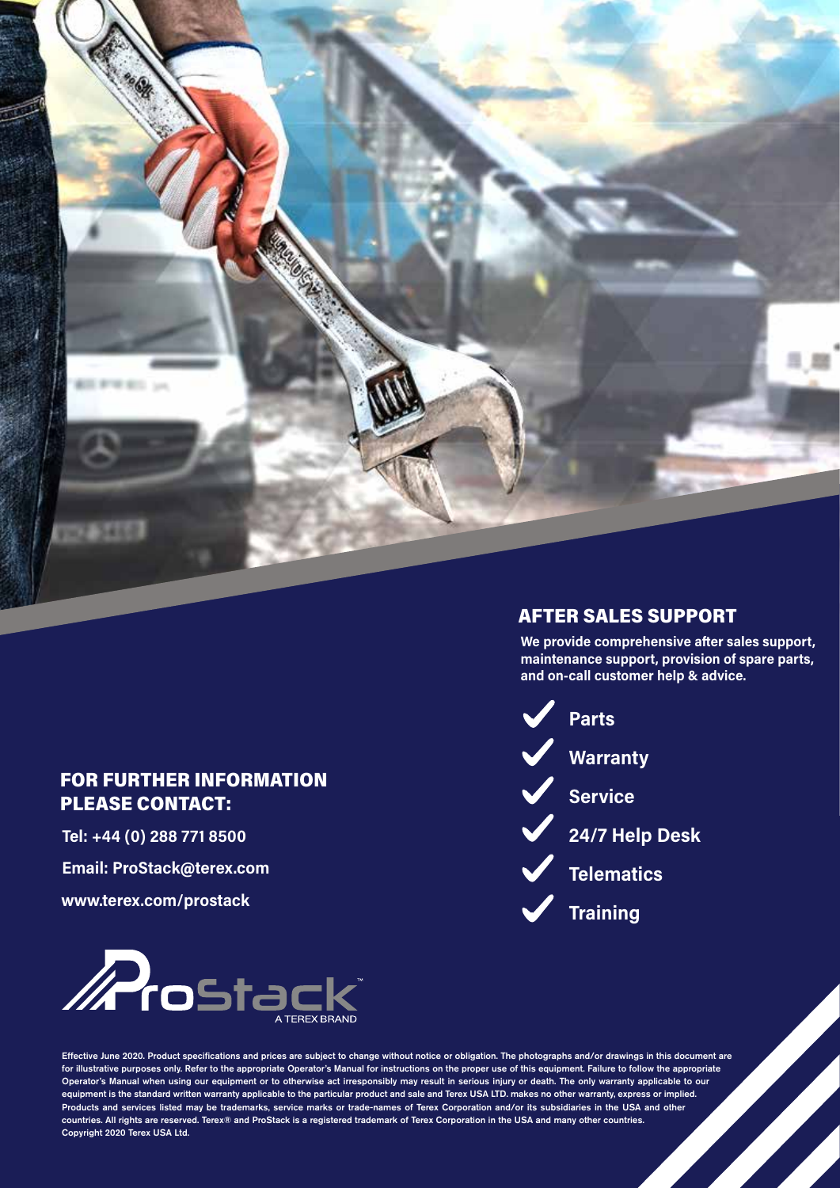## AFTER SALES SUPPORT

**We provide comprehensive after sales support, maintenance support, provision of spare parts, and on-call customer help & advice.**

- Parts
- Warranty
- Service
- 24/7 Help Desk
- Telematics
- Training

## FOR FURTHER INFORMATION PLEASE CONTACT:

**Tel: +44 (0) 288 771 8500**

**Email: ProStack@terex.com**

**www.terex.com/prostack**

ProStack™ A TEREX BRAND

Effective June 2020. Product specifications and prices are subject to change without notice or obligation. The photographs and/or drawings in this document are for illustrative purposes only. Refer to the appropriate Operator's Manual for instructions on the proper use of this equipment. Failure to follow the appropriate Operator's Manual when using our equipment or to otherwise act irresponsibly may result in serious injury or death. The only warranty applicable to our equipment is the standard written warranty applicable to the particular product and sale and Terex USA LTD. makes no other warranty, express or implied. Products and services listed may be trademarks, service marks or trade-names of Terex Corporation and/or its subsidiaries in the USA and other countries. All rights are reserved. Terex® and ProStack is a registered trademark of Terex Corporation in the USA and many other countries. Copyright 2020 Terex USA Ltd.